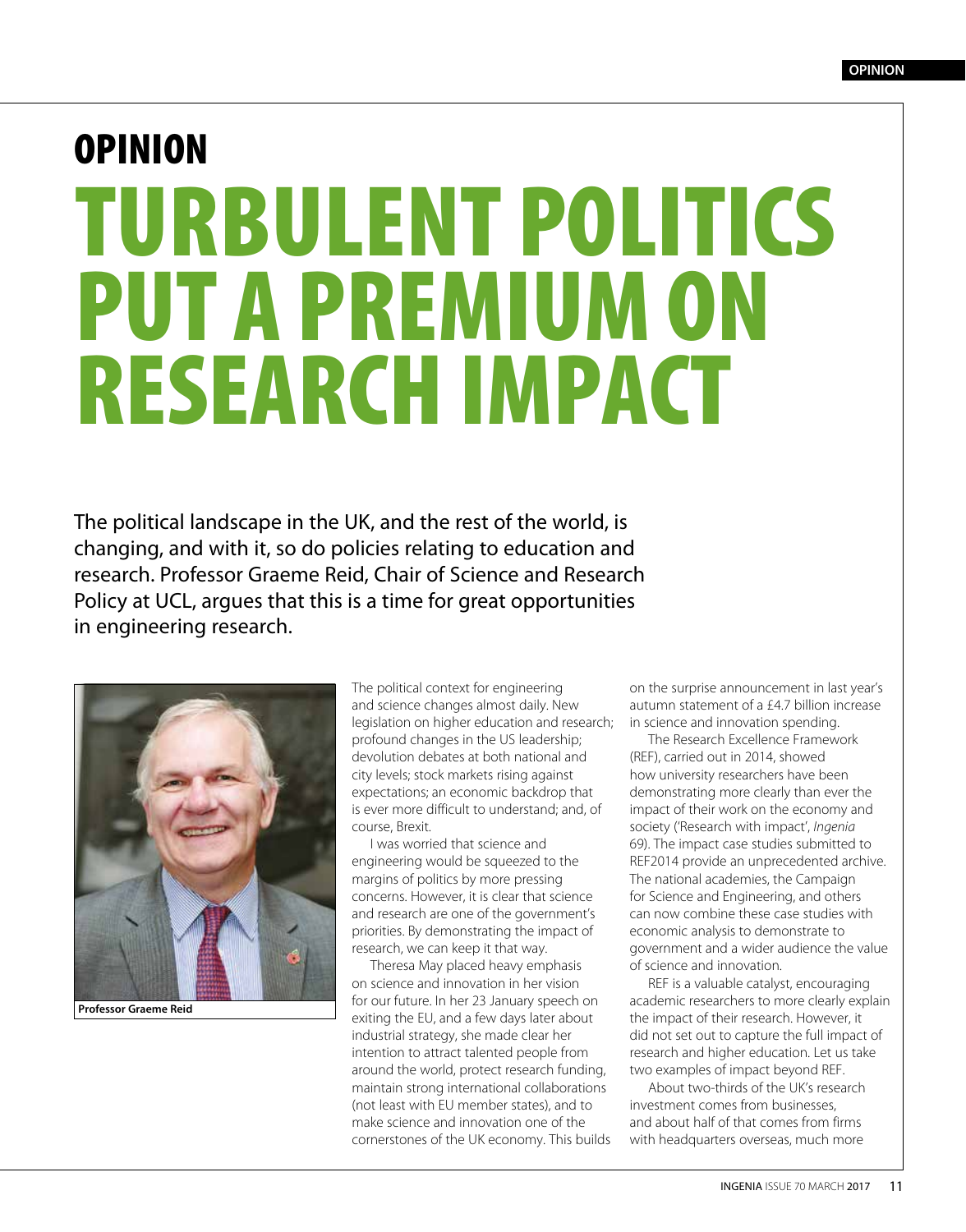# OPINION

# TURBULENT POLITICS PUT A PREMIUM ON RESEARCH IMPACT

The political landscape in the UK, and the rest of the world, is changing, and with it, so do policies relating to education and research. Professor Graeme Reid, Chair of Science and Research Policy at UCL, argues that this is a time for great opportunities in engineering research.

**Professor Graeme Reid**

The political context for engineering and science changes almost daily. New legislation on higher education and research; profound changes in the US leadership; devolution debates at both national and city levels; stock markets rising against expectations; an economic backdrop that is ever more difficult to understand; and, of course, Brexit.

I was worried that science and engineering would be squeezed to the margins of politics by more pressing concerns. However, it is clear that science and research are one of the government's priorities. By demonstrating the impact of research, we can keep it that way.

Theresa May placed heavy emphasis on science and innovation in her vision for our future. In her 23 January speech on exiting the EU, and a few days later about industrial strategy, she made clear her intention to attract talented people from around the world, protect research funding, maintain strong international collaborations (not least with EU member states), and to make science and innovation one of the cornerstones of the UK economy. This builds on the surprise announcement in last year's autumn statement of a £4.7 billion increase in science and innovation spending.

The Research Excellence Framework (REF), carried out in 2014, showed how university researchers have been demonstrating more clearly than ever the impact of their work on the economy and society ('Research with impact', *Ingenia* 69). The impact case studies submitted to REF2014 provide an unprecedented archive. The national academies, the Campaign for Science and Engineering, and others can now combine these case studies with economic analysis to demonstrate to government and a wider audience the value of science and innovation.

REF is a valuable catalyst, encouraging academic researchers to more clearly explain the impact of their research. However, it did not set out to capture the full impact of research and higher education. Let us take two examples of impact beyond REF.

About two-thirds of the UK's research investment comes from businesses, and about half of that comes from firms with headquarters overseas, much more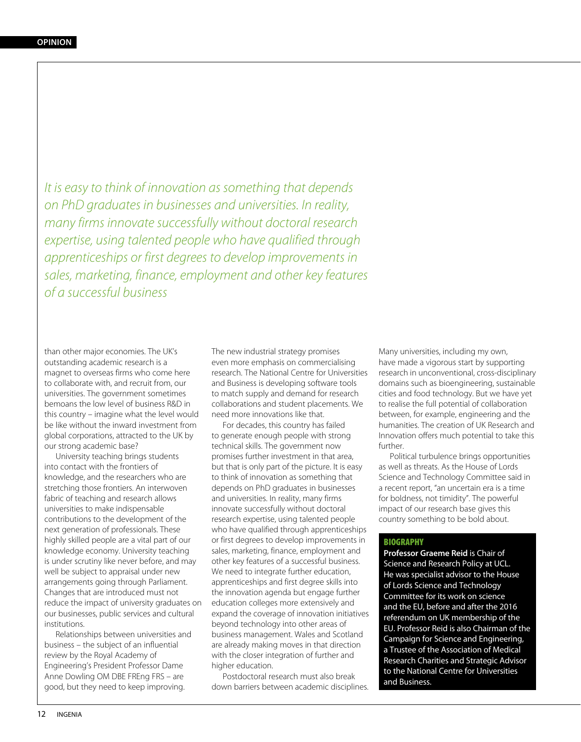*It is easy to think of innovation as something that depends on PhD graduates in businesses and universities. In reality, many firms innovate successfully without doctoral research expertise, using talented people who have qualified through apprenticeships or first degrees to develop improvements in sales, marketing, finance, employment and other key features of a successful business*

than other major economies. The UK's outstanding academic research is a magnet to overseas firms who come here to collaborate with, and recruit from, our universities. The government sometimes bemoans the low level of business R&D in this country – imagine what the level would be like without the inward investment from global corporations, attracted to the UK by our strong academic base?

University teaching brings students into contact with the frontiers of knowledge, and the researchers who are stretching those frontiers. An interwoven fabric of teaching and research allows universities to make indispensable contributions to the development of the next generation of professionals. These highly skilled people are a vital part of our knowledge economy. University teaching is under scrutiny like never before, and may well be subject to appraisal under new arrangements going through Parliament. Changes that are introduced must not reduce the impact of university graduates on our businesses, public services and cultural institutions.

Relationships between universities and business – the subject of an influential review by the Royal Academy of Engineering's President Professor Dame Anne Dowling OM DBE FREng FRS – are good, but they need to keep improving. The new industrial strategy promises even more emphasis on commercialising research. The National Centre for Universities and Business is developing software tools to match supply and demand for research collaborations and student placements. We need more innovations like that.

For decades, this country has failed to generate enough people with strong technical skills. The government now promises further investment in that area, but that is only part of the picture. It is easy to think of innovation as something that depends on PhD graduates in businesses and universities. In reality, many firms innovate successfully without doctoral research expertise, using talented people who have qualified through apprenticeships or first degrees to develop improvements in sales, marketing, finance, employment and other key features of a successful business. We need to integrate further education, apprenticeships and first degree skills into the innovation agenda but engage further education colleges more extensively and expand the coverage of innovation initiatives beyond technology into other areas of business management. Wales and Scotland are already making moves in that direction with the closer integration of further and higher education.

Postdoctoral research must also break down barriers between academic disciplines. Many universities, including my own, have made a vigorous start by supporting research in unconventional, cross-disciplinary domains such as bioengineering, sustainable cities and food technology. But we have yet to realise the full potential of collaboration between, for example, engineering and the humanities. The creation of UK Research and Innovation offers much potential to take this further.

Political turbulence brings opportunities as well as threats. As the House of Lords Science and Technology Committee said in a recent report, "an uncertain era is a time for boldness, not timidity". The powerful impact of our research base gives this country something to be bold about.

## BIOGRAPHY

**Professor Graeme Reid** is Chair of Science and Research Policy at UCL. He was specialist advisor to the House of Lords Science and Technology Committee for its work on science and the EU, before and after the 2016 referendum on UK membership of the EU. Professor Reid is also Chairman of the Campaign for Science and Engineering, a Trustee of the Association of Medical Research Charities and Strategic Advisor to the National Centre for Universities and Business.